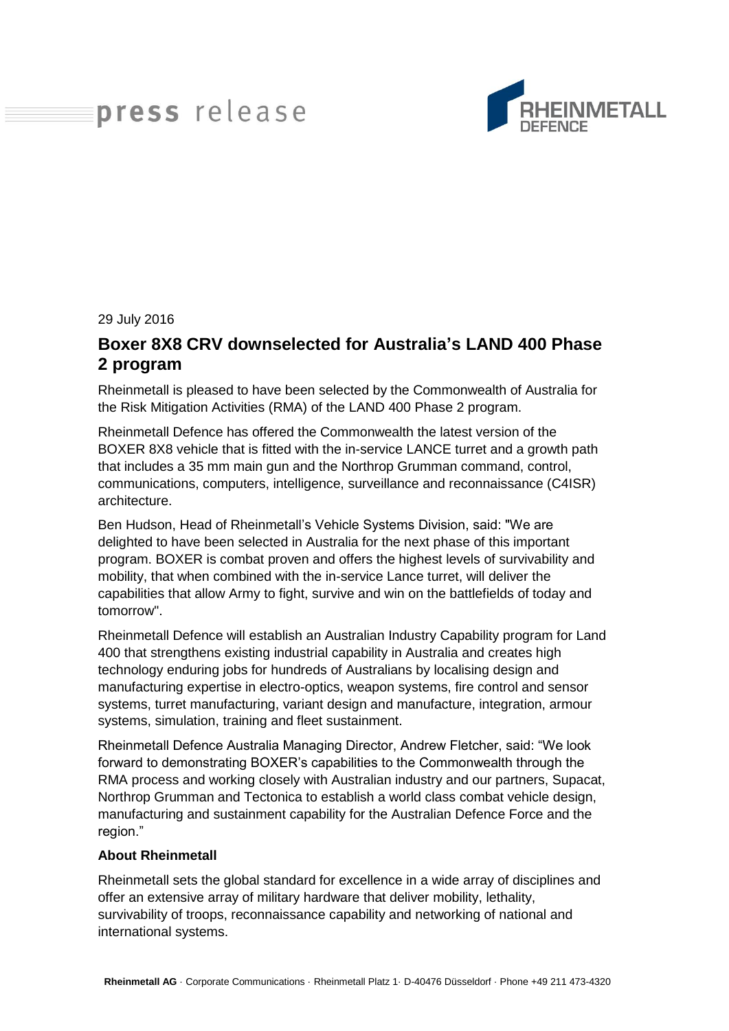press release

RHEINMETALL DEFENCE

29 July 2016

# Boxer 8X8 CRV downselected for Australia's LAND 400 Phase 2 program

Rheinmetall is pleased to have been selected by the Commonwealth of Australia for the Risk Mitigation Activities (RMA) of the LAND 400 Phase 2 program.

Rheinmetall Defence has offered the Commonwealth the latest version of the BOXER 8X8 vehicle that is fitted with the in-service LANCE turret and a growth path that includes a 35 mm main gun and the Northrop Grumman command, control, communications, computers, intelligence, surveillance and reconnaissance (C4ISR) architecture.

Ben Hudson, Head of Rheinmetall's Vehicle Systems Division, said: "We are delighted to have been selected in Australia for the next phase of this important program. BOXER is combat proven and offers the highest levels of survivability and mobility, that when combined with the in-service Lance turret, will deliver the capabilities that allow Army to fight, survive and win on the battlefields of today and tomorrow".

Rheinmetall Defence will establish an Australian Industry Capability program for Land 400 that strengthens existing industrial capability in Australia and creates high technology enduring jobs for hundreds of Australians by localising design and manufacturing expertise in electro-optics, weapon systems, fire control and sensor systems, turret manufacturing, variant design and manufacture, integration, armour systems, simulation, training and fleet sustainment.

Rheinmetall Defence Australia Managing Director, Andrew Fletcher, said: "We look forward to demonstrating BOXER's capabilities to the Commonwealth through the RMA process and working closely with Australian industry and our partners, Supacat, Northrop Grumman and Tectonica to establish a world class combat vehicle design, manufacturing and sustainment capability for the Australian Defence Force and the region."

**About Rheinmetall**

Rheinmetall sets the global standard for excellence in a wide array of disciplines and offer an extensive array of military hardware that deliver mobility, lethality, survivability of troops, reconnaissance capability and networking of national and international systems.

**Rheinmetall AG** · Corporate Communications · Rheinmetall Platz 1· D-40476 Düsseldorf · Phone +49 211 473-4320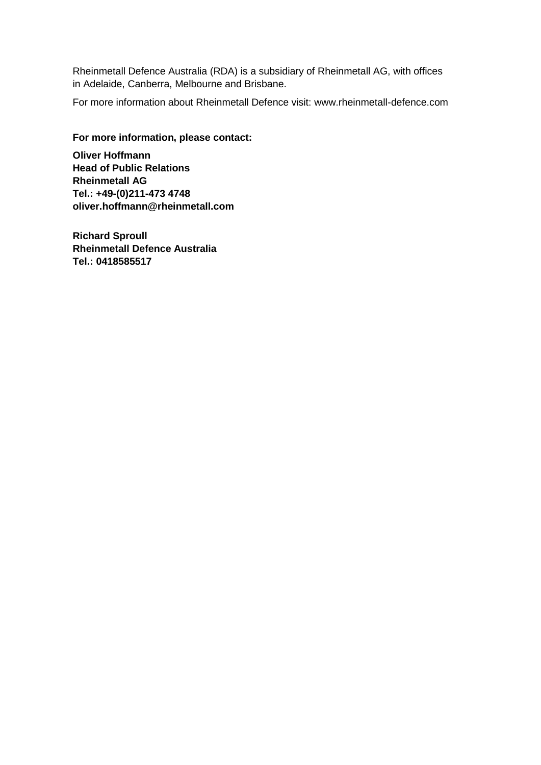Rheinmetall Defence Australia (RDA) is a subsidiary of Rheinmetall AG, with offices in Adelaide, Canberra, Melbourne and Brisbane.

For more information about Rheinmetall Defence visit: www.rheinmetall-defence.com

**For more information, please contact:**

**Oliver Hoffmann**
**Head of Public Relations**
**Rheinmetall AG**
**Tel.: +49-(0)211-473 4748**
**oliver.hoffmann@rheinmetall.com**

**Richard Sproull**
**Rheinmetall Defence Australia**
**Tel.: 0418585517**